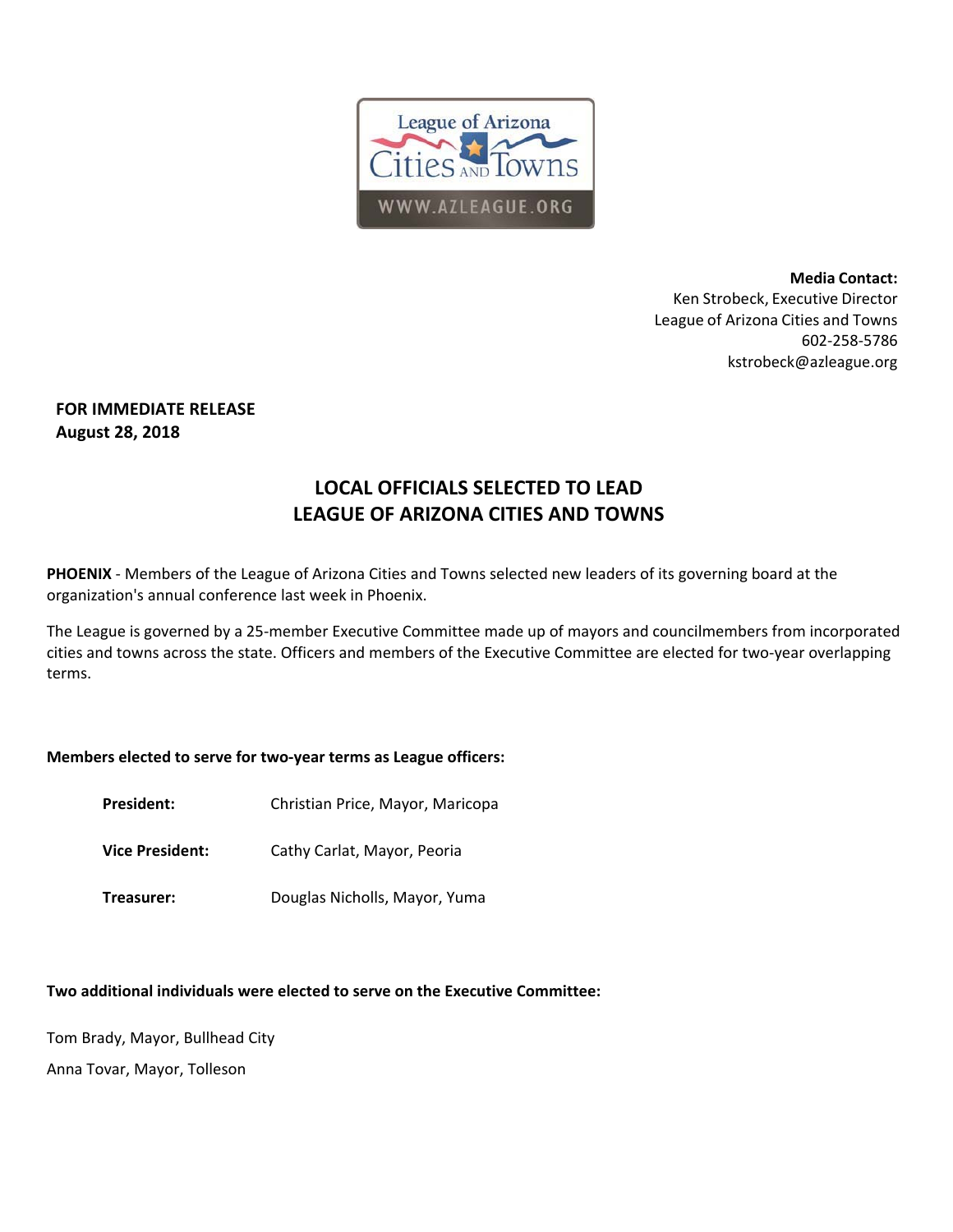League of Arizona Cities AND Towns

WWW.AZLEAGUE.ORG

**Media Contact:**
Ken Strobeck, Executive Director
League of Arizona Cities and Towns
602-258-5786
kstrobeck@azleague.org

**FOR IMMEDIATE RELEASE**
**August 28, 2018**

# LOCAL OFFICIALS SELECTED TO LEAD LEAGUE OF ARIZONA CITIES AND TOWNS

**PHOENIX** - Members of the League of Arizona Cities and Towns selected new leaders of its governing board at the organization's annual conference last week in Phoenix.

The League is governed by a 25-member Executive Committee made up of mayors and councilmembers from incorporated cities and towns across the state. Officers and members of the Executive Committee are elected for two-year overlapping terms.

**Members elected to serve for two-year terms as League officers:**

**President:** Christian Price, Mayor, Maricopa

**Vice President:** Cathy Carlat, Mayor, Peoria

**Treasurer:** Douglas Nicholls, Mayor, Yuma

**Two additional individuals were elected to serve on the Executive Committee:**

Tom Brady, Mayor, Bullhead City

Anna Tovar, Mayor, Tolleson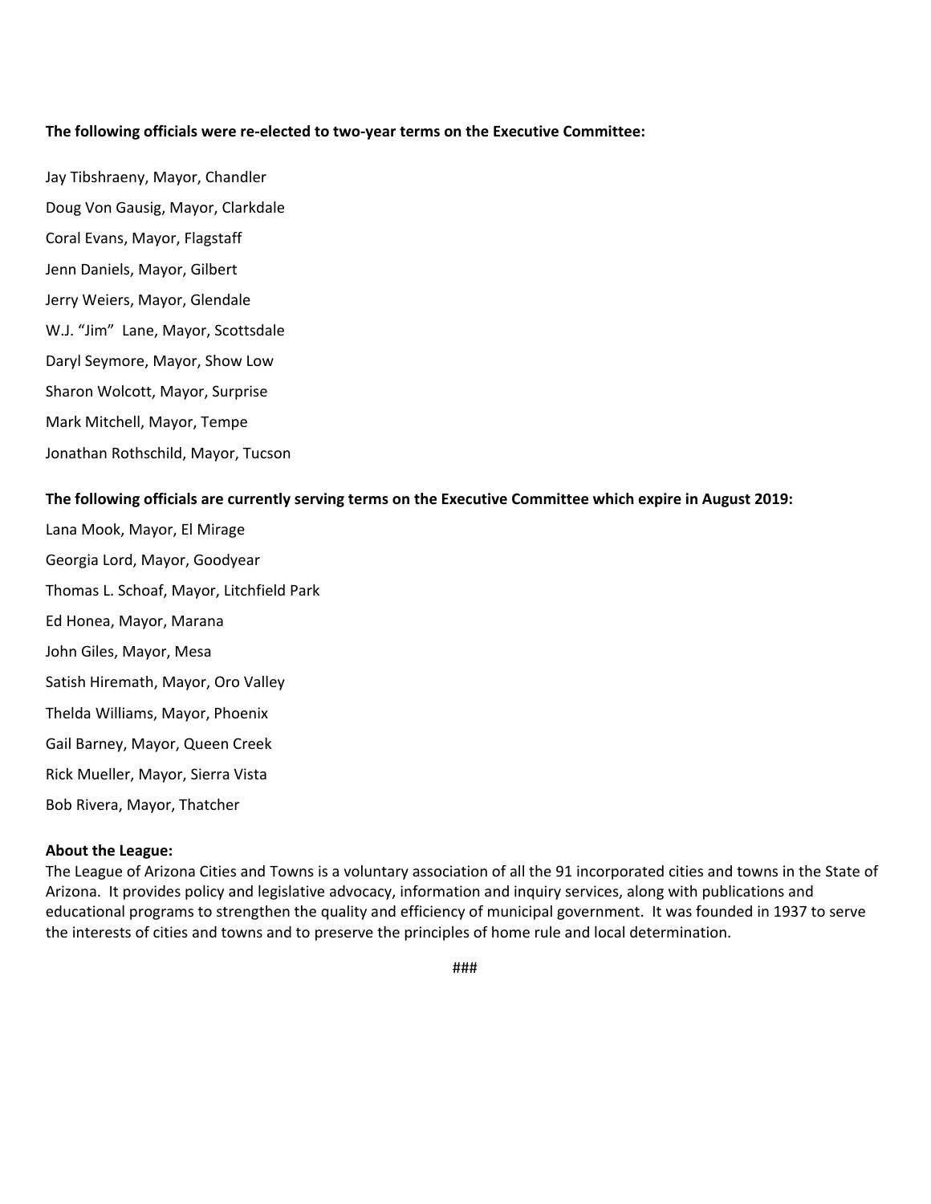**The following officials were re-elected to two-year terms on the Executive Committee:**

Jay Tibshraeny, Mayor, Chandler

Doug Von Gausig, Mayor, Clarkdale

Coral Evans, Mayor, Flagstaff

Jenn Daniels, Mayor, Gilbert

Jerry Weiers, Mayor, Glendale

W.J. "Jim" Lane, Mayor, Scottsdale

Daryl Seymore, Mayor, Show Low

Sharon Wolcott, Mayor, Surprise

Mark Mitchell, Mayor, Tempe

Jonathan Rothschild, Mayor, Tucson

**The following officials are currently serving terms on the Executive Committee which expire in August 2019:**

Lana Mook, Mayor, El Mirage

Georgia Lord, Mayor, Goodyear

Thomas L. Schoaf, Mayor, Litchfield Park

Ed Honea, Mayor, Marana

John Giles, Mayor, Mesa

Satish Hiremath, Mayor, Oro Valley

Thelda Williams, Mayor, Phoenix

Gail Barney, Mayor, Queen Creek

Rick Mueller, Mayor, Sierra Vista

Bob Rivera, Mayor, Thatcher

**About the League:**

The League of Arizona Cities and Towns is a voluntary association of all the 91 incorporated cities and towns in the State of Arizona. It provides policy and legislative advocacy, information and inquiry services, along with publications and educational programs to strengthen the quality and efficiency of municipal government. It was founded in 1937 to serve the interests of cities and towns and to preserve the principles of home rule and local determination.

###